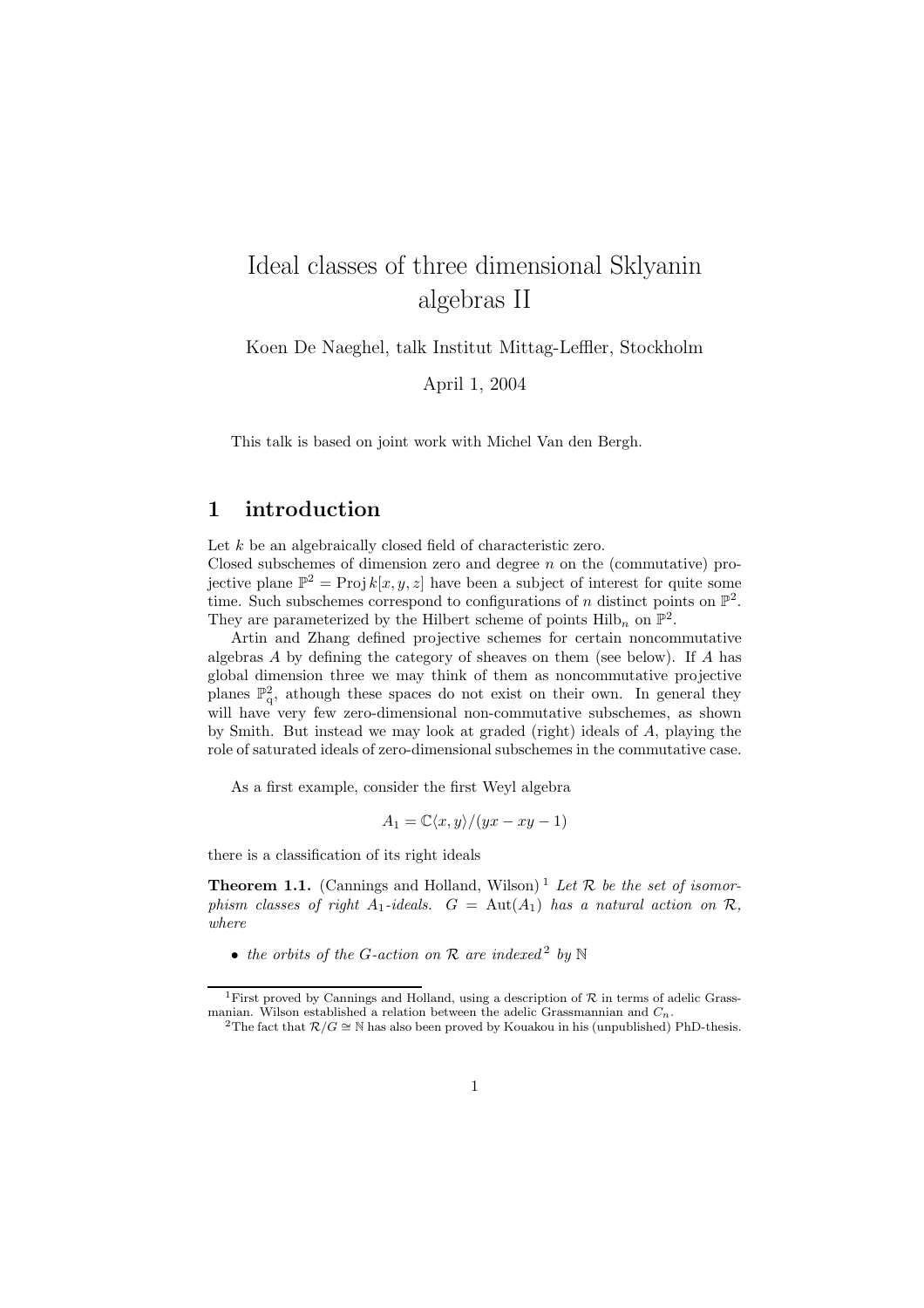# Ideal classes of three dimensional Sklyanin algebras II

Koen De Naeghel, talk Institut Mittag-Leffler, Stockholm

April 1, 2004

This talk is based on joint work with Michel Van den Bergh.

## 1 introduction

Let $k$ be an algebraically closed field of characteristic zero.
Closed subschemes of dimension zero and degree $n$ on the (commutative) projective plane $\mathbb{P}^2 = \operatorname{Proj} k[x, y, z]$ have been a subject of interest for quite some time. Such subschemes correspond to configurations of $n$ distinct points on $\mathbb{P}^2$. They are parameterized by the Hilbert scheme of points $\operatorname{Hilb}_n$ on $\mathbb{P}^2$.

Artin and Zhang defined projective schemes for certain noncommutative algebras $A$ by defining the category of sheaves on them (see below). If $A$ has global dimension three we may think of them as noncommutative projective planes $\mathbb{P}^2_q$, athough these spaces do not exist on their own. In general they will have very few zero-dimensional non-commutative subschemes, as shown by Smith. But instead we may look at graded (right) ideals of $A$, playing the role of saturated ideals of zero-dimensional subschemes in the commutative case.

As a first example, consider the first Weyl algebra

$$A_1 = \mathbb{C}\langle x, y\rangle/(yx - xy - 1)$$

there is a classification of its right ideals

**Theorem 1.1.** (Cannings and Holland, Wilson)[1] *Let $\mathcal{R}$ be the set of isomorphism classes of right $A_1$-ideals. $G = \operatorname{Aut}(A_1)$ has a natural action on $\mathcal{R}$, where*

- *the orbits of the $G$-action on $\mathcal{R}$ are indexed*[2] *by $\mathbb{N}$*

---

[1] First proved by Cannings and Holland, using a description of $\mathcal{R}$ in terms of adelic Grassmanian. Wilson established a relation between the adelic Grassmannian and $C_n$.

[2] The fact that $\mathcal{R}/G \cong \mathbb{N}$ has also been proved by Kouakou in his (unpublished) PhD-thesis.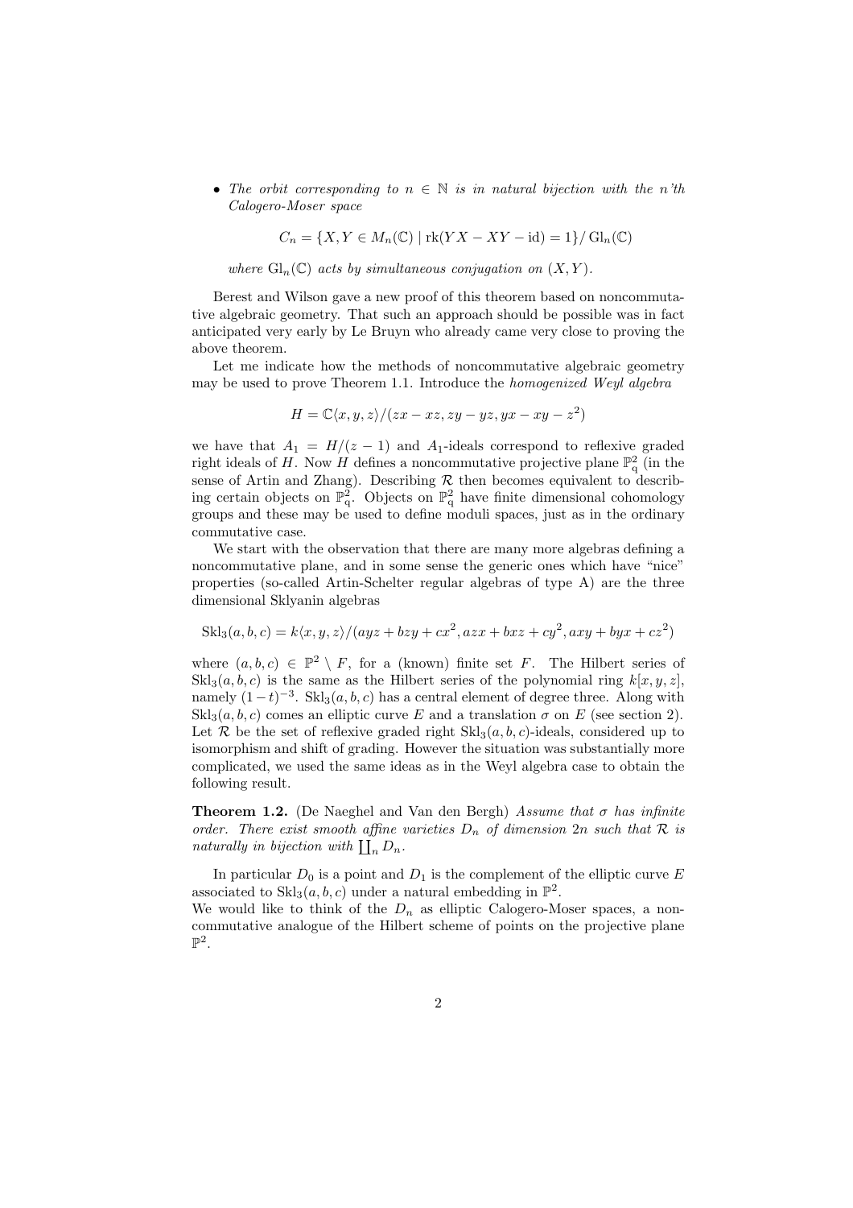- *The orbit corresponding to $n \in \mathbb{N}$ is in natural bijection with the n'th Calogero-Moser space*

$$C_n = \{X, Y \in M_n(\mathbb{C}) \mid \operatorname{rk}(YX - XY - \mathrm{id}) = 1\} / \operatorname{Gl}_n(\mathbb{C})$$

*where $\operatorname{Gl}_n(\mathbb{C})$ acts by simultaneous conjugation on $(X, Y)$.*

Berest and Wilson gave a new proof of this theorem based on noncommutative algebraic geometry. That such an approach should be possible was in fact anticipated very early by Le Bruyn who already came very close to proving the above theorem.

Let me indicate how the methods of noncommutative algebraic geometry may be used to prove Theorem 1.1. Introduce the *homogenized Weyl algebra*

$$H = \mathbb{C}\langle x, y, z\rangle / (zx - xz, zy - yz, yx - xy - z^2)$$

we have that $A_1 = H/(z-1)$ and $A_1$-ideals correspond to reflexive graded right ideals of $H$. Now $H$ defines a noncommutative projective plane $\mathbb{P}^2_{\mathrm{q}}$ (in the sense of Artin and Zhang). Describing $\mathcal{R}$ then becomes equivalent to describing certain objects on $\mathbb{P}^2_{\mathrm{q}}$. Objects on $\mathbb{P}^2_{\mathrm{q}}$ have finite dimensional cohomology groups and these may be used to define moduli spaces, just as in the ordinary commutative case.

We start with the observation that there are many more algebras defining a noncommutative plane, and in some sense the generic ones which have "nice" properties (so-called Artin-Schelter regular algebras of type A) are the three dimensional Sklyanin algebras

$$\mathrm{Skl}_3(a, b, c) = k\langle x, y, z\rangle / (ayz + bzy + cx^2, azx + bxz + cy^2, axy + byx + cz^2)$$

where $(a, b, c) \in \mathbb{P}^2 \setminus F$, for a (known) finite set $F$. The Hilbert series of $\mathrm{Skl}_3(a, b, c)$ is the same as the Hilbert series of the polynomial ring $k[x, y, z]$, namely $(1-t)^{-3}$. $\mathrm{Skl}_3(a, b, c)$ has a central element of degree three. Along with $\mathrm{Skl}_3(a, b, c)$ comes an elliptic curve $E$ and a translation $\sigma$ on $E$ (see section 2). Let $\mathcal{R}$ be the set of reflexive graded right $\mathrm{Skl}_3(a, b, c)$-ideals, considered up to isomorphism and shift of grading. However the situation was substantially more complicated, we used the same ideas as in the Weyl algebra case to obtain the following result.

**Theorem 1.2.** (De Naeghel and Van den Bergh) *Assume that $\sigma$ has infinite order. There exist smooth affine varieties $D_n$ of dimension $2n$ such that $\mathcal{R}$ is naturally in bijection with $\coprod_n D_n$.*

In particular $D_0$ is a point and $D_1$ is the complement of the elliptic curve $E$ associated to $\mathrm{Skl}_3(a, b, c)$ under a natural embedding in $\mathbb{P}^2$.
We would like to think of the $D_n$ as elliptic Calogero-Moser spaces, a noncommutative analogue of the Hilbert scheme of points on the projective plane $\mathbb{P}^2$.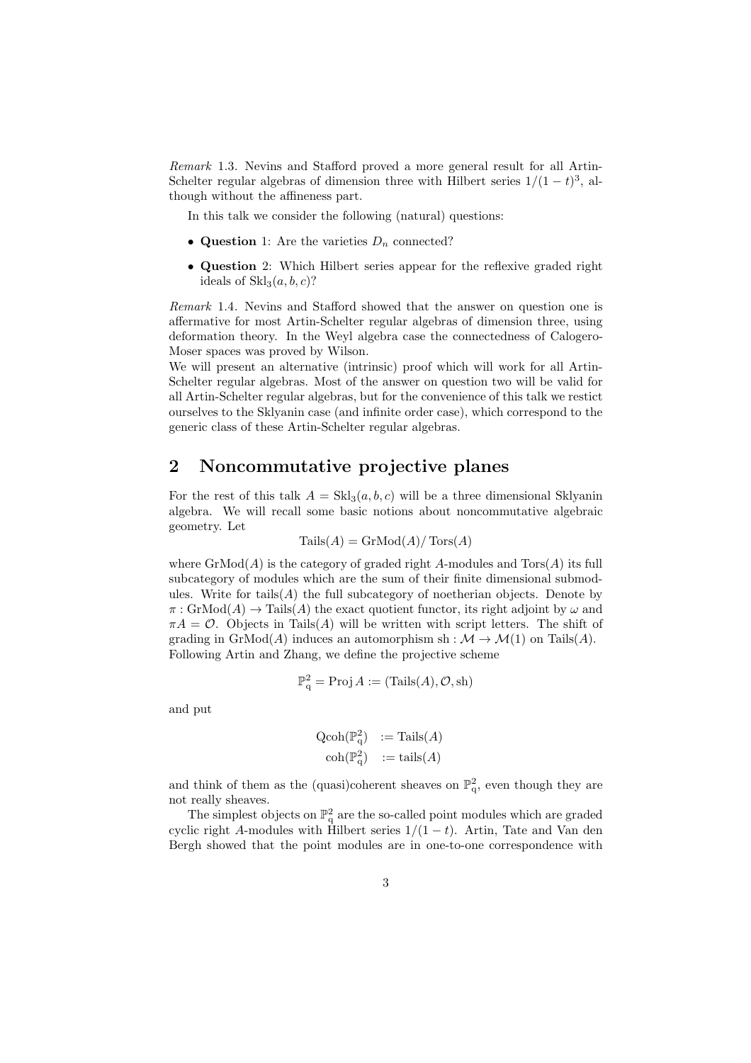*Remark* 1.3. Nevins and Stafford proved a more general result for all Artin-Schelter regular algebras of dimension three with Hilbert series $1/(1-t)^3$, although without the affineness part.

In this talk we consider the following (natural) questions:

- **Question** 1: Are the varieties $D_n$ connected?
- **Question** 2: Which Hilbert series appear for the reflexive graded right ideals of $\mathrm{Skl}_3(a,b,c)$?

*Remark* 1.4. Nevins and Stafford showed that the answer on question one is affermative for most Artin-Schelter regular algebras of dimension three, using deformation theory. In the Weyl algebra case the connectedness of Calogero-Moser spaces was proved by Wilson.
We will present an alternative (intrinsic) proof which will work for all Artin-Schelter regular algebras. Most of the answer on question two will be valid for all Artin-Schelter regular algebras, but for the convenience of this talk we restict ourselves to the Sklyanin case (and infinite order case), which correspond to the generic class of these Artin-Schelter regular algebras.

## 2 Noncommutative projective planes

For the rest of this talk $A = \mathrm{Skl}_3(a,b,c)$ will be a three dimensional Sklyanin algebra. We will recall some basic notions about noncommutative algebraic geometry. Let

$$\mathrm{Tails}(A) = \mathrm{GrMod}(A)/\,\mathrm{Tors}(A)$$

where $\mathrm{GrMod}(A)$ is the category of graded right $A$-modules and $\mathrm{Tors}(A)$ its full subcategory of modules which are the sum of their finite dimensional submodules. Write for $\mathrm{tails}(A)$ the full subcategory of noetherian objects. Denote by $\pi : \mathrm{GrMod}(A) \to \mathrm{Tails}(A)$ the exact quotient functor, its right adjoint by $\omega$ and $\pi A = \mathcal{O}$. Objects in $\mathrm{Tails}(A)$ will be written with script letters. The shift of grading in $\mathrm{GrMod}(A)$ induces an automorphism $\mathrm{sh} : \mathcal{M} \to \mathcal{M}(1)$ on $\mathrm{Tails}(A)$. Following Artin and Zhang, we define the projective scheme

$$\mathbb{P}^2_{\mathrm{q}} = \mathrm{Proj}\, A := (\mathrm{Tails}(A), \mathcal{O}, \mathrm{sh})$$

and put

$$\begin{aligned} \mathrm{Qcoh}(\mathbb{P}^2_{\mathrm{q}}) &:= \mathrm{Tails}(A) \\ \mathrm{coh}(\mathbb{P}^2_{\mathrm{q}}) &:= \mathrm{tails}(A) \end{aligned}$$

and think of them as the (quasi)coherent sheaves on $\mathbb{P}^2_{\mathrm{q}}$, even though they are not really sheaves.

The simplest objects on $\mathbb{P}^2_{\mathrm{q}}$ are the so-called point modules which are graded cyclic right $A$-modules with Hilbert series $1/(1-t)$. Artin, Tate and Van den Bergh showed that the point modules are in one-to-one correspondence with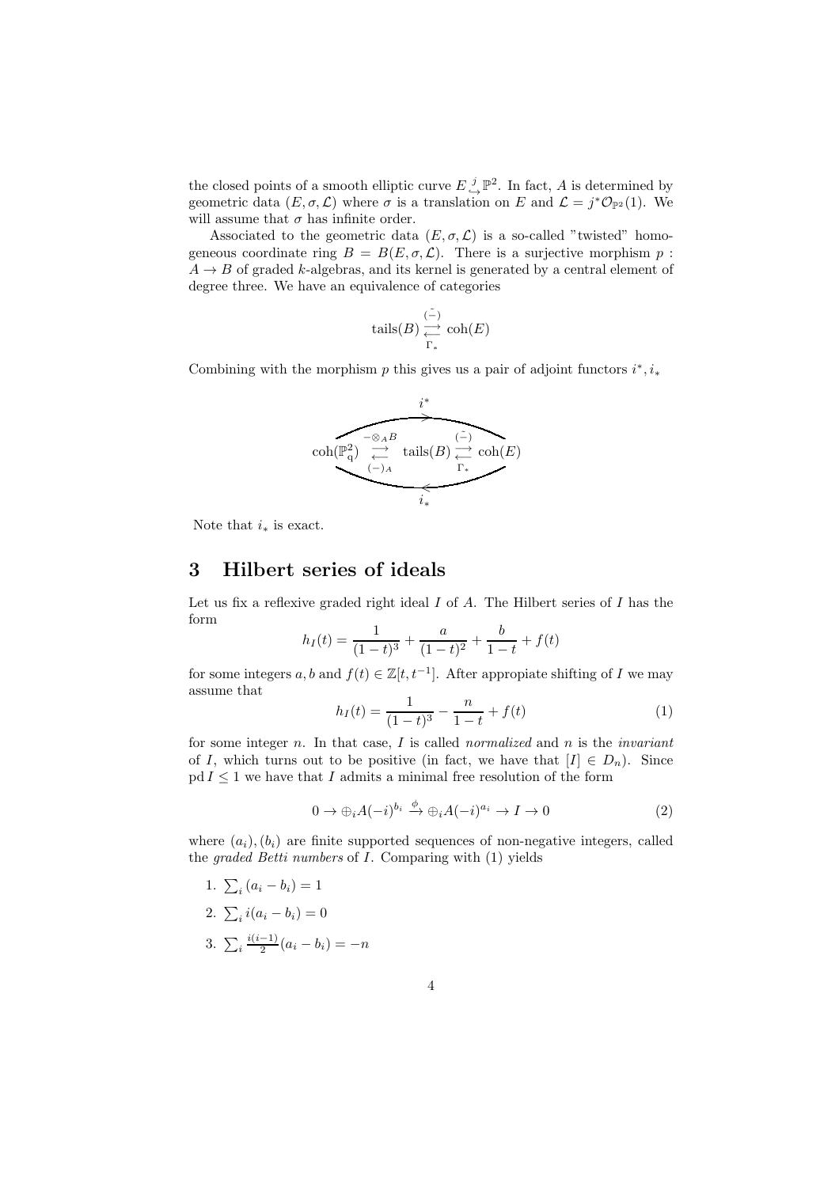the closed points of a smooth elliptic curve $E \overset{j}{\hookrightarrow} \mathbb{P}^2$. In fact, $A$ is determined by geometric data $(E, \sigma, \mathcal{L})$ where $\sigma$ is a translation on $E$ and $\mathcal{L} = j^*\mathcal{O}_{\mathbb{P}^2}(1)$. We will assume that $\sigma$ has infinite order.

Associated to the geometric data $(E, \sigma, \mathcal{L})$ is a so-called "twisted" homogeneous coordinate ring $B = B(E, \sigma, \mathcal{L})$. There is a surjective morphism $p : A \to B$ of graded $k$-algebras, and its kernel is generated by a central element of degree three. We have an equivalence of categories

$$\operatorname{tails}(B) \underset{\Gamma_*}{\overset{\tilde{(-)}}{\rightleftarrows}} \operatorname{coh}(E)$$

Combining with the morphism $p$ this gives us a pair of adjoint functors $i^*, i_*$

$$\operatorname{coh}(\mathbb{P}^2_q) \underset{(-)_A}{\overset{-\otimes_A B}{\rightleftarrows}} \operatorname{tails}(B) \underset{\Gamma_*}{\overset{\tilde{(-)}}{\rightleftarrows}} \operatorname{coh}(E)$$

with $i^* : \operatorname{coh}(\mathbb{P}^2_q) \to \operatorname{coh}(E)$ and $i_* : \operatorname{coh}(E) \to \operatorname{coh}(\mathbb{P}^2_q)$ the composites.

Note that $i_*$ is exact.

## 3 Hilbert series of ideals

Let us fix a reflexive graded right ideal $I$ of $A$. The Hilbert series of $I$ has the form

$$h_I(t) = \frac{1}{(1-t)^3} + \frac{a}{(1-t)^2} + \frac{b}{1-t} + f(t)$$

for some integers $a, b$ and $f(t) \in \mathbb{Z}[t, t^{-1}]$. After appropiate shifting of $I$ we may assume that

$$h_I(t) = \frac{1}{(1-t)^3} - \frac{n}{1-t} + f(t) \tag{1}$$

for some integer $n$. In that case, $I$ is called *normalized* and $n$ is the *invariant* of $I$, which turns out to be positive (in fact, we have that $[I] \in D_n$). Since $\operatorname{pd} I \leq 1$ we have that $I$ admits a minimal free resolution of the form

$$0 \to \oplus_i A(-i)^{b_i} \xrightarrow{\phi} \oplus_i A(-i)^{a_i} \to I \to 0 \tag{2}$$

where $(a_i), (b_i)$ are finite supported sequences of non-negative integers, called the *graded Betti numbers* of $I$. Comparing with (1) yields

1. $\sum_i (a_i - b_i) = 1$
2. $\sum_i i(a_i - b_i) = 0$
3. $\sum_i \frac{i(i-1)}{2}(a_i - b_i) = -n$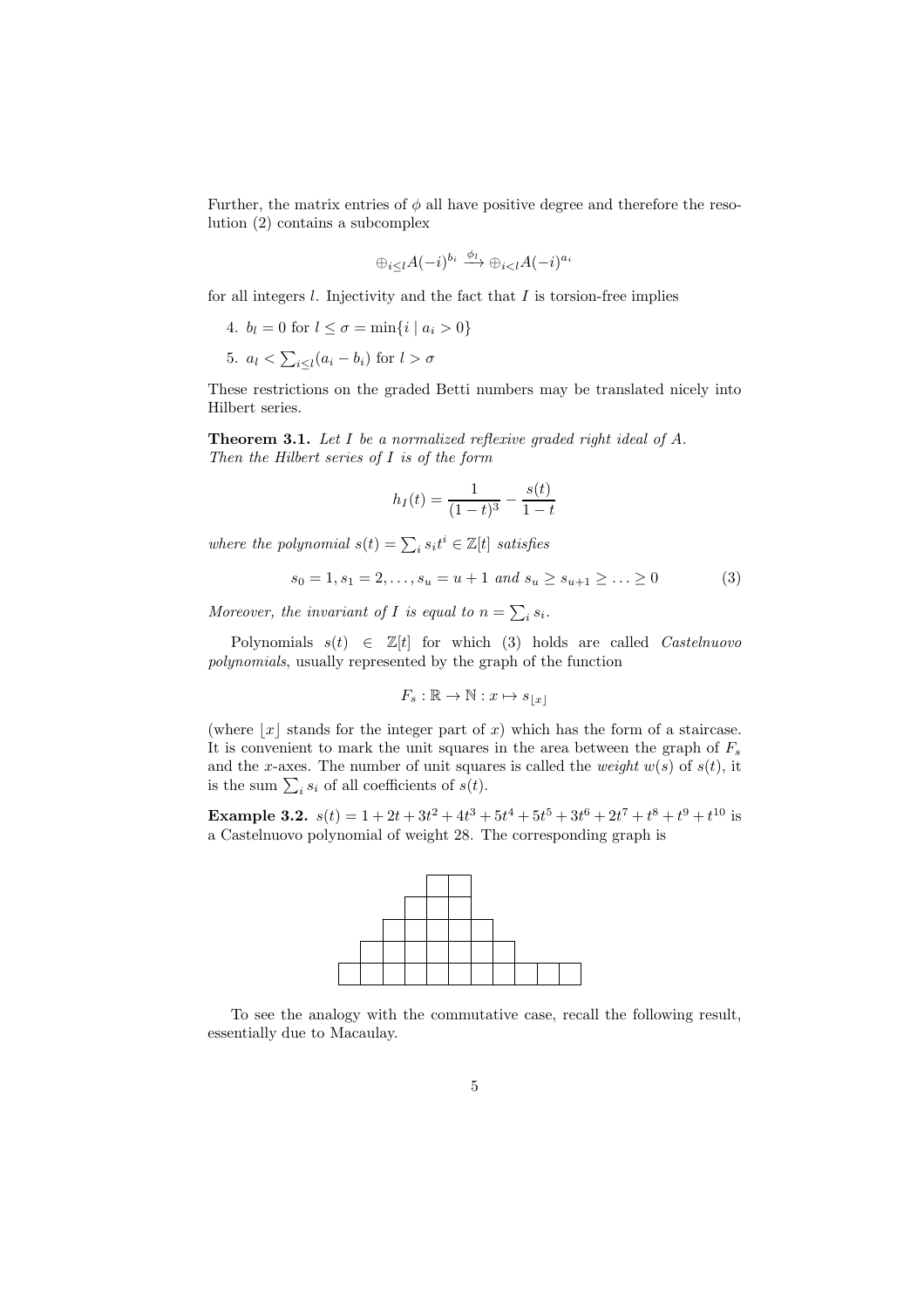Further, the matrix entries of $\phi$ all have positive degree and therefore the resolution (2) contains a subcomplex

$$\oplus_{i\leq l} A(-i)^{b_i} \xrightarrow{\phi_l} \oplus_{i<l} A(-i)^{a_i}$$

for all integers $l$. Injectivity and the fact that $I$ is torsion-free implies

4. $b_l = 0$ for $l \leq \sigma = \min\{i \mid a_i > 0\}$
5. $a_l < \sum_{i\leq l}(a_i - b_i)$ for $l > \sigma$

These restrictions on the graded Betti numbers may be translated nicely into Hilbert series.

**Theorem 3.1.** *Let $I$ be a normalized reflexive graded right ideal of $A$. Then the Hilbert series of $I$ is of the form*

$$h_I(t) = \frac{1}{(1-t)^3} - \frac{s(t)}{1-t}$$

*where the polynomial $s(t) = \sum_i s_i t^i \in \mathbb{Z}[t]$ satisfies*

$$s_0 = 1, s_1 = 2, \ldots, s_u = u+1 \text{ and } s_u \geq s_{u+1} \geq \ldots \geq 0 \tag{3}$$

*Moreover, the invariant of $I$ is equal to $n = \sum_i s_i$.*

Polynomials $s(t) \in \mathbb{Z}[t]$ for which (3) holds are called *Castelnuovo polynomials*, usually represented by the graph of the function

$$F_s : \mathbb{R} \to \mathbb{N} : x \mapsto s_{\lfloor x \rfloor}$$

(where $\lfloor x \rfloor$ stands for the integer part of $x$) which has the form of a staircase. It is convenient to mark the unit squares in the area between the graph of $F_s$ and the $x$-axes. The number of unit squares is called the *weight* $w(s)$ of $s(t)$, it is the sum $\sum_i s_i$ of all coefficients of $s(t)$.

**Example 3.2.** $s(t) = 1 + 2t + 3t^2 + 4t^3 + 5t^4 + 5t^5 + 3t^6 + 2t^7 + t^8 + t^9 + t^{10}$ is a Castelnuovo polynomial of weight 28. The corresponding graph is

To see the analogy with the commutative case, recall the following result, essentially due to Macaulay.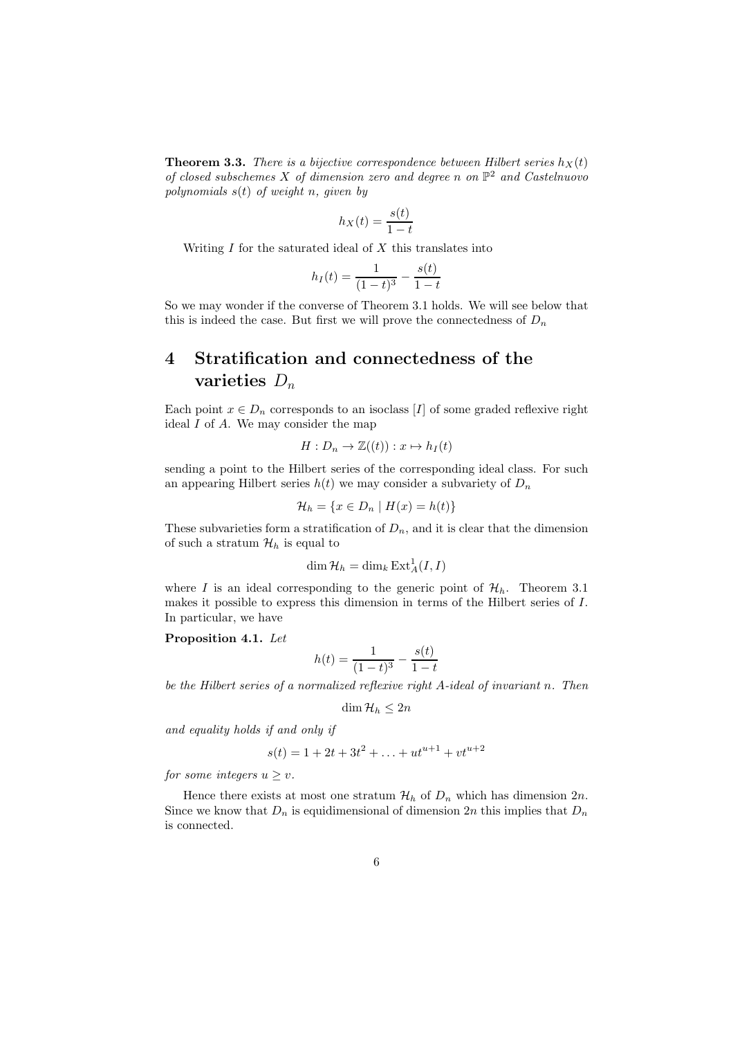**Theorem 3.3.** *There is a bijective correspondence between Hilbert series $h_X(t)$ of closed subschemes $X$ of dimension zero and degree $n$ on $\mathbb{P}^2$ and Castelnuovo polynomials $s(t)$ of weight $n$, given by*

$$h_X(t) = \frac{s(t)}{1-t}$$

Writing $I$ for the saturated ideal of $X$ this translates into

$$h_I(t) = \frac{1}{(1-t)^3} - \frac{s(t)}{1-t}$$

So we may wonder if the converse of Theorem 3.1 holds. We will see below that this is indeed the case. But first we will prove the connectedness of $D_n$

# 4 Stratification and connectedness of the varieties $D_n$

Each point $x \in D_n$ corresponds to an isoclass $[I]$ of some graded reflexive right ideal $I$ of $A$. We may consider the map

$$H : D_n \to \mathbb{Z}((t)) : x \mapsto h_I(t)$$

sending a point to the Hilbert series of the corresponding ideal class. For such an appearing Hilbert series $h(t)$ we may consider a subvariety of $D_n$

$$\mathcal{H}_h = \{x \in D_n \mid H(x) = h(t)\}$$

These subvarieties form a stratification of $D_n$, and it is clear that the dimension of such a stratum $\mathcal{H}_h$ is equal to

$$\dim \mathcal{H}_h = \dim_k \operatorname{Ext}^1_A(I, I)$$

where $I$ is an ideal corresponding to the generic point of $\mathcal{H}_h$. Theorem 3.1 makes it possible to express this dimension in terms of the Hilbert series of $I$. In particular, we have

**Proposition 4.1.** *Let*

$$h(t) = \frac{1}{(1-t)^3} - \frac{s(t)}{1-t}$$

*be the Hilbert series of a normalized reflexive right $A$-ideal of invariant $n$. Then*

$$\dim \mathcal{H}_h \leq 2n$$

*and equality holds if and only if*

$$s(t) = 1 + 2t + 3t^2 + \ldots + ut^{u+1} + vt^{u+2}$$

*for some integers $u \geq v$.*

Hence there exists at most one stratum $\mathcal{H}_h$ of $D_n$ which has dimension $2n$. Since we know that $D_n$ is equidimensional of dimension $2n$ this implies that $D_n$ is connected.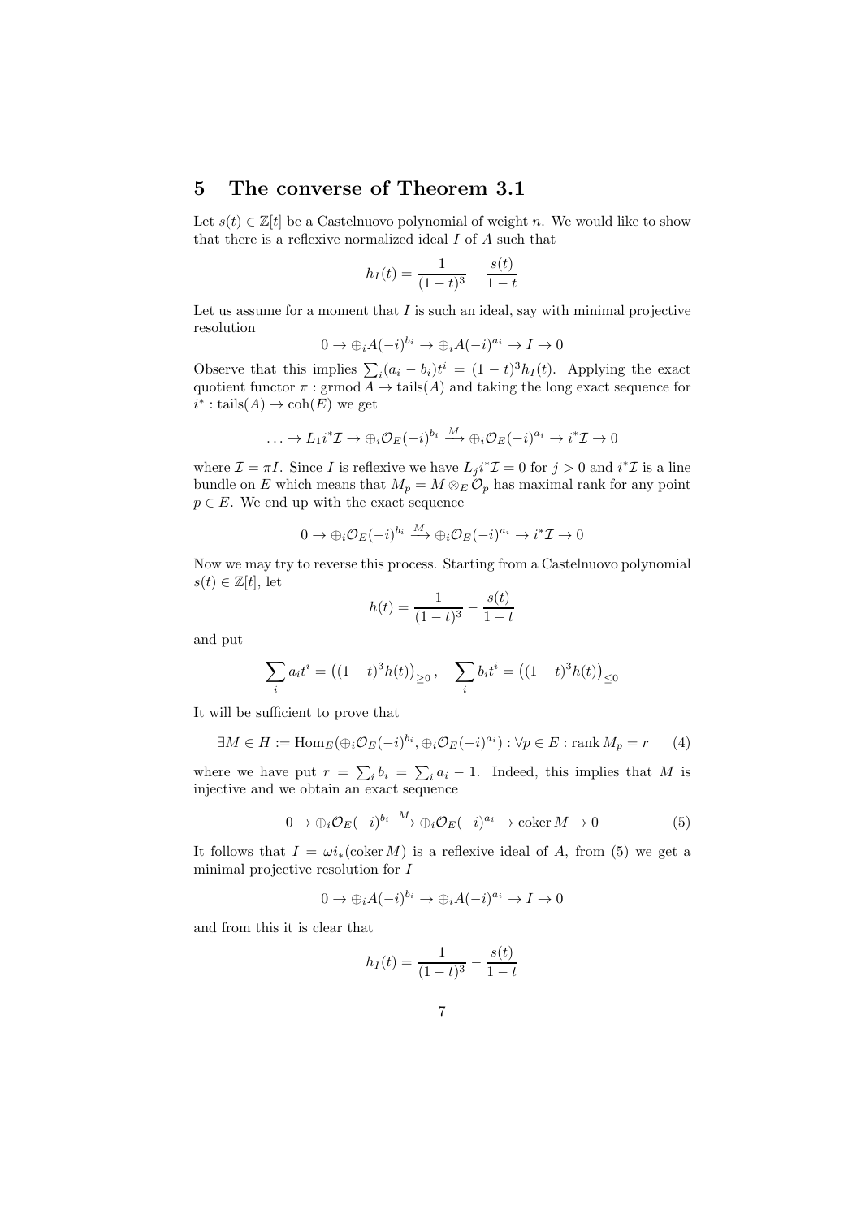## 5 The converse of Theorem 3.1

Let $s(t) \in \mathbb{Z}[t]$ be a Castelnuovo polynomial of weight $n$. We would like to show that there is a reflexive normalized ideal $I$ of $A$ such that

$$h_I(t) = \frac{1}{(1-t)^3} - \frac{s(t)}{1-t}$$

Let us assume for a moment that $I$ is such an ideal, say with minimal projective resolution

$$0 \to \oplus_i A(-i)^{b_i} \to \oplus_i A(-i)^{a_i} \to I \to 0$$

Observe that this implies $\sum_i (a_i - b_i)t^i = (1-t)^3 h_I(t)$. Applying the exact quotient functor $\pi : \operatorname{grmod} A \to \operatorname{tails}(A)$ and taking the long exact sequence for $i^* : \operatorname{tails}(A) \to \operatorname{coh}(E)$ we get

$$\ldots \to L_1 i^* \mathcal{I} \to \oplus_i \mathcal{O}_E(-i)^{b_i} \xrightarrow{M} \oplus_i \mathcal{O}_E(-i)^{a_i} \to i^* \mathcal{I} \to 0$$

where $\mathcal{I} = \pi I$. Since $I$ is reflexive we have $L_j i^* \mathcal{I} = 0$ for $j > 0$ and $i^* \mathcal{I}$ is a line bundle on $E$ which means that $M_p = M \otimes_E \mathcal{O}_p$ has maximal rank for any point $p \in E$. We end up with the exact sequence

$$0 \to \oplus_i \mathcal{O}_E(-i)^{b_i} \xrightarrow{M} \oplus_i \mathcal{O}_E(-i)^{a_i} \to i^* \mathcal{I} \to 0$$

Now we may try to reverse this process. Starting from a Castelnuovo polynomial $s(t) \in \mathbb{Z}[t]$, let

$$h(t) = \frac{1}{(1-t)^3} - \frac{s(t)}{1-t}$$

and put

$$\sum_i a_i t^i = \left((1-t)^3 h(t)\right)_{\geq 0}, \quad \sum_i b_i t^i = \left((1-t)^3 h(t)\right)_{\leq 0}$$

It will be sufficient to prove that

$$\exists M \in H := \operatorname{Hom}_E(\oplus_i \mathcal{O}_E(-i)^{b_i}, \oplus_i \mathcal{O}_E(-i)^{a_i}) : \forall p \in E : \operatorname{rank} M_p = r \qquad (4)$$

where we have put $r = \sum_i b_i = \sum_i a_i - 1$. Indeed, this implies that $M$ is injective and we obtain an exact sequence

$$0 \to \oplus_i \mathcal{O}_E(-i)^{b_i} \xrightarrow{M} \oplus_i \mathcal{O}_E(-i)^{a_i} \to \operatorname{coker} M \to 0 \qquad (5)$$

It follows that $I = \omega i_*(\operatorname{coker} M)$ is a reflexive ideal of $A$, from (5) we get a minimal projective resolution for $I$

$$0 \to \oplus_i A(-i)^{b_i} \to \oplus_i A(-i)^{a_i} \to I \to 0$$

and from this it is clear that

$$h_I(t) = \frac{1}{(1-t)^3} - \frac{s(t)}{1-t}$$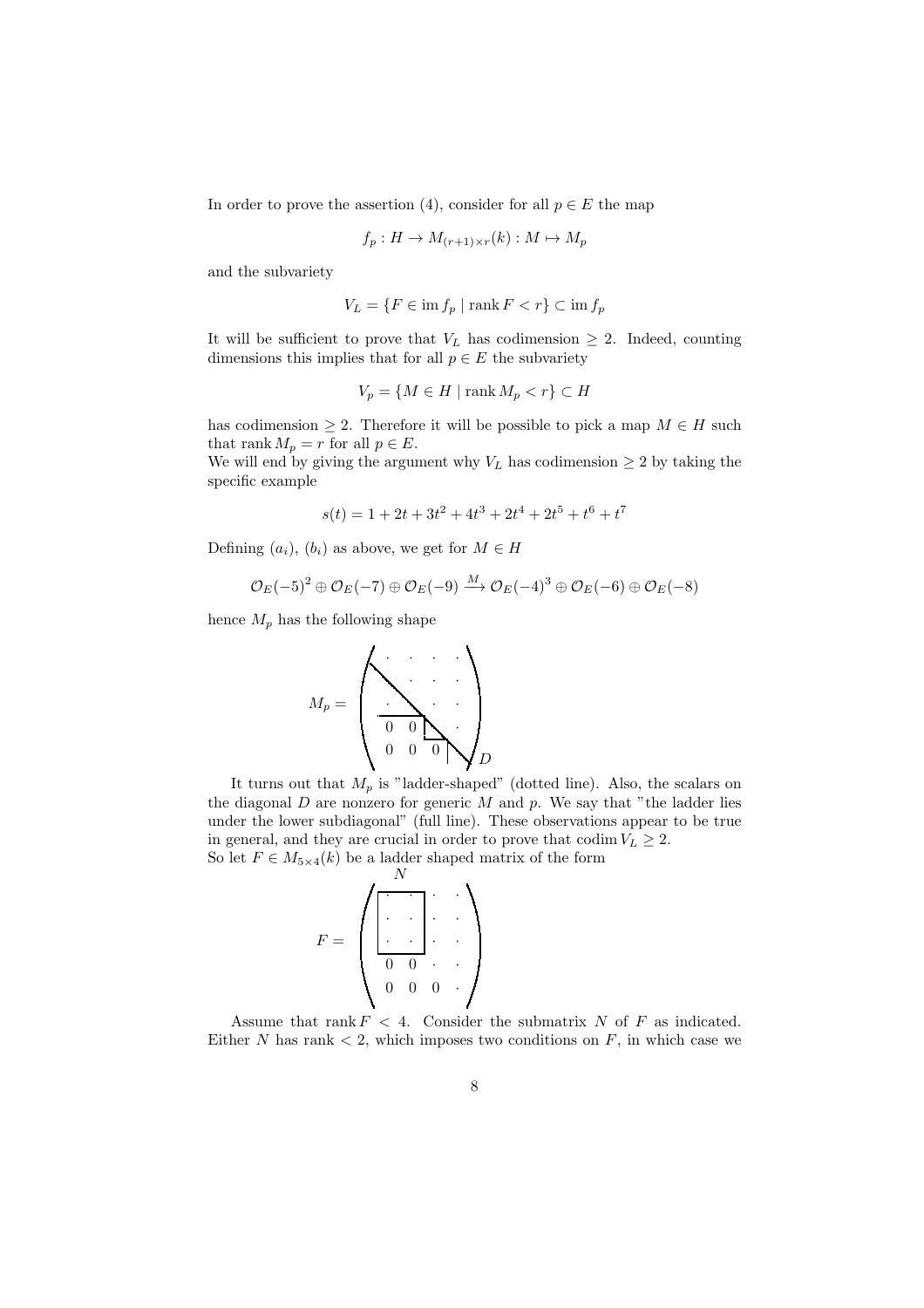In order to prove the assertion (4), consider for all $p \in E$ the map

$$f_p : H \to M_{(r+1)\times r}(k) : M \mapsto M_p$$

and the subvariety

$$V_L = \{F \in \operatorname{im} f_p \mid \operatorname{rank} F < r\} \subset \operatorname{im} f_p$$

It will be sufficient to prove that $V_L$ has codimension $\geq 2$. Indeed, counting dimensions this implies that for all $p \in E$ the subvariety

$$V_p = \{M \in H \mid \operatorname{rank} M_p < r\} \subset H$$

has codimension $\geq 2$. Therefore it will be possible to pick a map $M \in H$ such that $\operatorname{rank} M_p = r$ for all $p \in E$.
We will end by giving the argument why $V_L$ has codimension $\geq 2$ by taking the specific example

$$s(t) = 1 + 2t + 3t^2 + 4t^3 + 2t^4 + 2t^5 + t^6 + t^7$$

Defining $(a_i)$, $(b_i)$ as above, we get for $M \in H$

$$\mathcal{O}_E(-5)^2 \oplus \mathcal{O}_E(-7) \oplus \mathcal{O}_E(-9) \xrightarrow{M} \mathcal{O}_E(-4)^3 \oplus \mathcal{O}_E(-6) \oplus \mathcal{O}_E(-8)$$

hence $M_p$ has the following shape

$$M_p = \begin{pmatrix} \cdot & \cdot & \cdot & \cdot \\ \cdot & \cdot & \cdot & \cdot \\ \cdot & \cdot & \cdot & \cdot \\ 0 & 0 & \cdot & \cdot \\ 0 & 0 & 0 & \cdot \end{pmatrix} D$$

It turns out that $M_p$ is "ladder-shaped" (dotted line). Also, the scalars on the diagonal $D$ are nonzero for generic $M$ and $p$. We say that "the ladder lies under the lower subdiagonal" (full line). These observations appear to be true in general, and they are crucial in order to prove that $\operatorname{codim} V_L \geq 2$.
So let $F \in M_{5\times 4}(k)$ be a ladder shaped matrix of the form

$$F = \begin{pmatrix} \cdot & \cdot & \cdot & \cdot \\ \cdot & \cdot & \cdot & \cdot \\ \cdot & \cdot & \cdot & \cdot \\ 0 & 0 & \cdot & \cdot \\ 0 & 0 & 0 & \cdot \end{pmatrix}$$

(where $N$ denotes the upper left $3 \times 2$ submatrix)

Assume that $\operatorname{rank} F < 4$. Consider the submatrix $N$ of $F$ as indicated. Either $N$ has rank $< 2$, which imposes two conditions on $F$, in which case we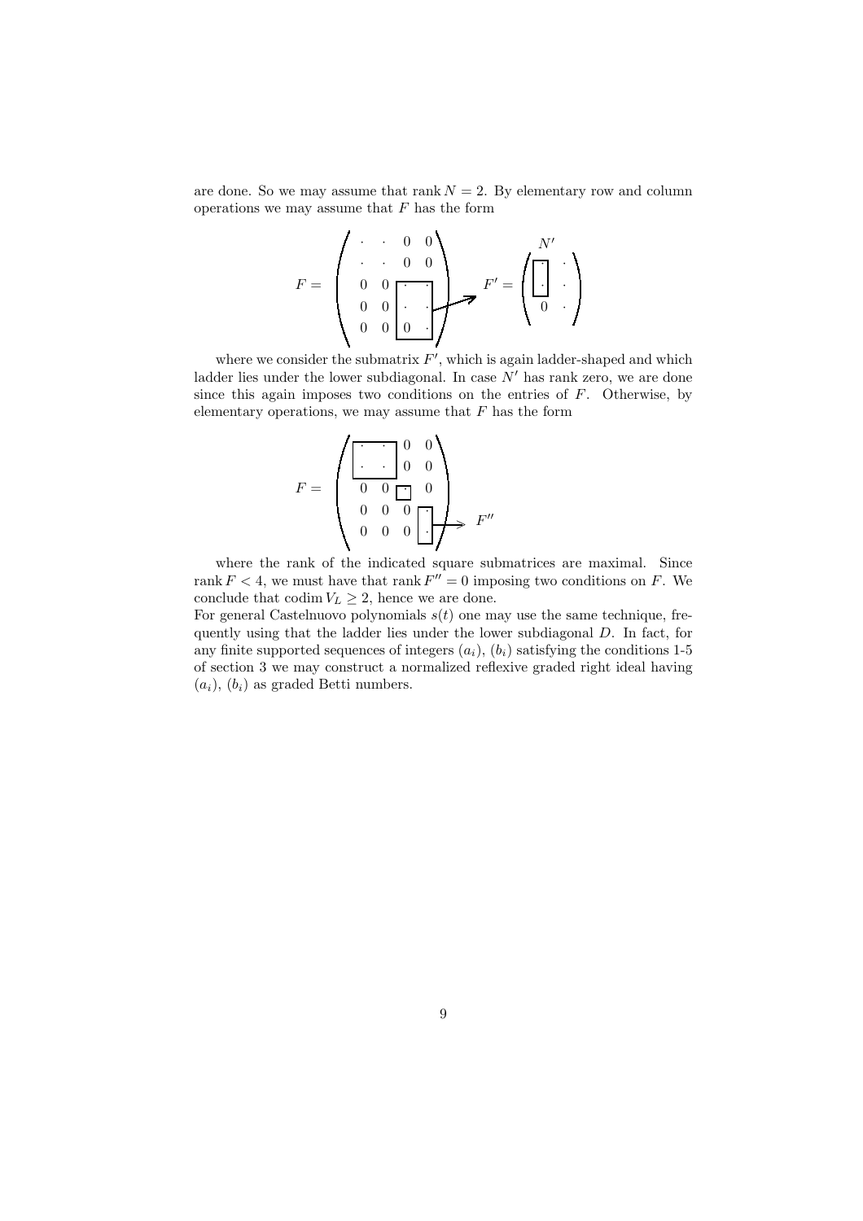are done. So we may assume that rank $N = 2$. By elementary row and column operations we may assume that $F$ has the form

$$F = \begin{pmatrix} \cdot & \cdot & 0 & 0 \\ \cdot & \cdot & 0 & 0 \\ 0 & 0 & \cdot & \cdot \\ 0 & 0 & \cdot & \cdot \\ 0 & 0 & 0 & \cdot \end{pmatrix} \qquad F' = \begin{pmatrix} \cdot & \cdot \\ \cdot & \cdot \\ 0 & \cdot \end{pmatrix}$$

where we consider the submatrix $F'$, which is again ladder-shaped and which ladder lies under the lower subdiagonal. In case $N'$ has rank zero, we are done since this again imposes two conditions on the entries of $F$. Otherwise, by elementary operations, we may assume that $F$ has the form

$$F = \begin{pmatrix} \cdot & \cdot & 0 & 0 \\ \cdot & \cdot & 0 & 0 \\ 0 & 0 & \cdot & 0 \\ 0 & 0 & 0 & \cdot \\ 0 & 0 & 0 & \cdot \end{pmatrix} \quad F''$$

where the rank of the indicated square submatrices are maximal. Since $\operatorname{rank} F < 4$, we must have that $\operatorname{rank} F'' = 0$ imposing two conditions on $F$. We conclude that $\operatorname{codim} V_L \geq 2$, hence we are done.

For general Castelnuovo polynomials $s(t)$ one may use the same technique, frequently using that the ladder lies under the lower subdiagonal $D$. In fact, for any finite supported sequences of integers $(a_i)$, $(b_i)$ satisfying the conditions 1-5 of section 3 we may construct a normalized reflexive graded right ideal having $(a_i)$, $(b_i)$ as graded Betti numbers.